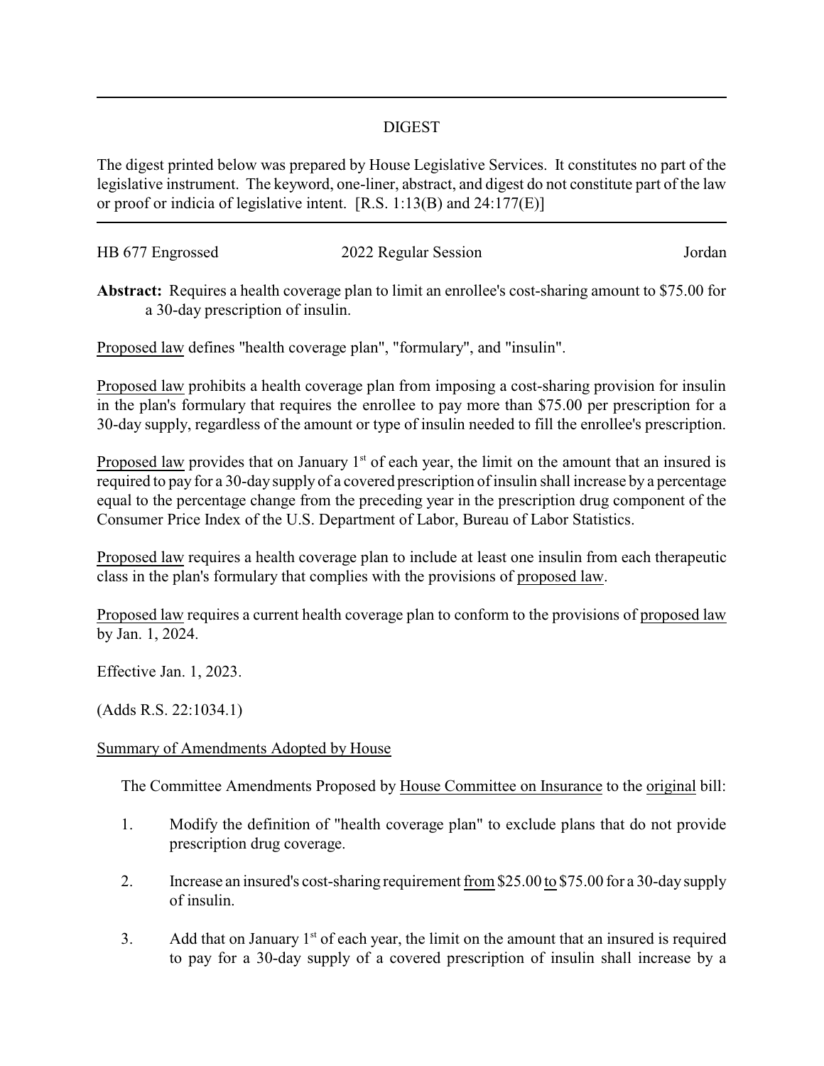# DIGEST

The digest printed below was prepared by House Legislative Services. It constitutes no part of the legislative instrument. The keyword, one-liner, abstract, and digest do not constitute part of the law or proof or indicia of legislative intent. [R.S. 1:13(B) and 24:177(E)]

---

HB 677 Engrossed 2022 Regular Session Jordan

**Abstract:** Requires a health coverage plan to limit an enrollee's cost-sharing amount to $75.00 for a 30-day prescription of insulin.

Proposed law defines "health coverage plan", "formulary", and "insulin".

Proposed law prohibits a health coverage plan from imposing a cost-sharing provision for insulin in the plan's formulary that requires the enrollee to pay more than $75.00 per prescription for a 30-day supply, regardless of the amount or type of insulin needed to fill the enrollee's prescription.

Proposed law provides that on January 1st of each year, the limit on the amount that an insured is required to pay for a 30-day supply of a covered prescription of insulin shall increase by a percentage equal to the percentage change from the preceding year in the prescription drug component of the Consumer Price Index of the U.S. Department of Labor, Bureau of Labor Statistics.

Proposed law requires a health coverage plan to include at least one insulin from each therapeutic class in the plan's formulary that complies with the provisions of proposed law.

Proposed law requires a current health coverage plan to conform to the provisions of proposed law by Jan. 1, 2024.

Effective Jan. 1, 2023.

(Adds R.S. 22:1034.1)

Summary of Amendments Adopted by House

The Committee Amendments Proposed by House Committee on Insurance to the original bill:

1. Modify the definition of "health coverage plan" to exclude plans that do not provide prescription drug coverage.
2. Increase an insured's cost-sharing requirement from $25.00 to $75.00 for a 30-day supply of insulin.
3. Add that on January 1st of each year, the limit on the amount that an insured is required to pay for a 30-day supply of a covered prescription of insulin shall increase by a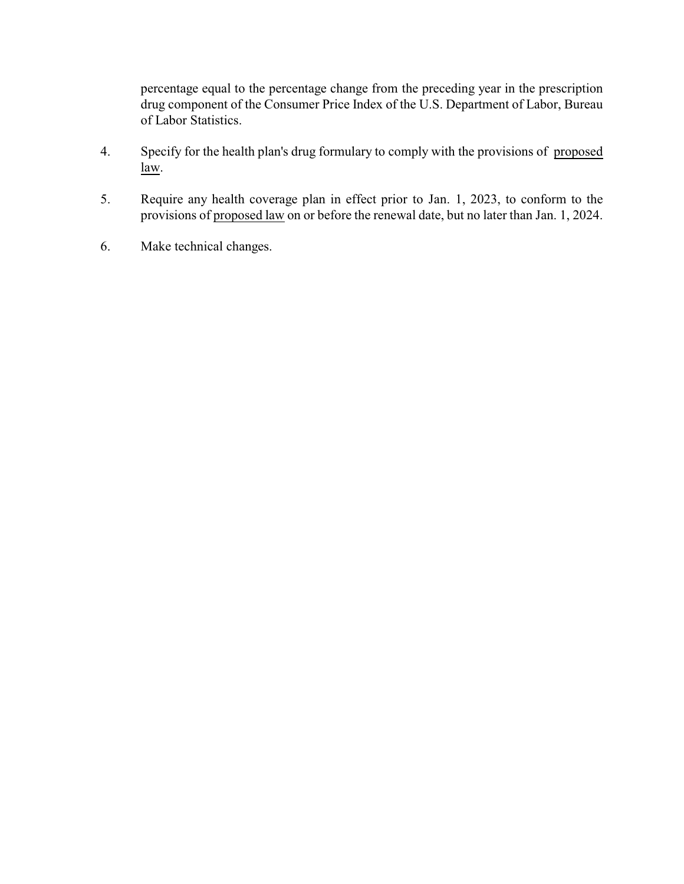percentage equal to the percentage change from the preceding year in the prescription drug component of the Consumer Price Index of the U.S. Department of Labor, Bureau of Labor Statistics.

4. Specify for the health plan's drug formulary to comply with the provisions of proposed law.

5. Require any health coverage plan in effect prior to Jan. 1, 2023, to conform to the provisions of proposed law on or before the renewal date, but no later than Jan. 1, 2024.

6. Make technical changes.